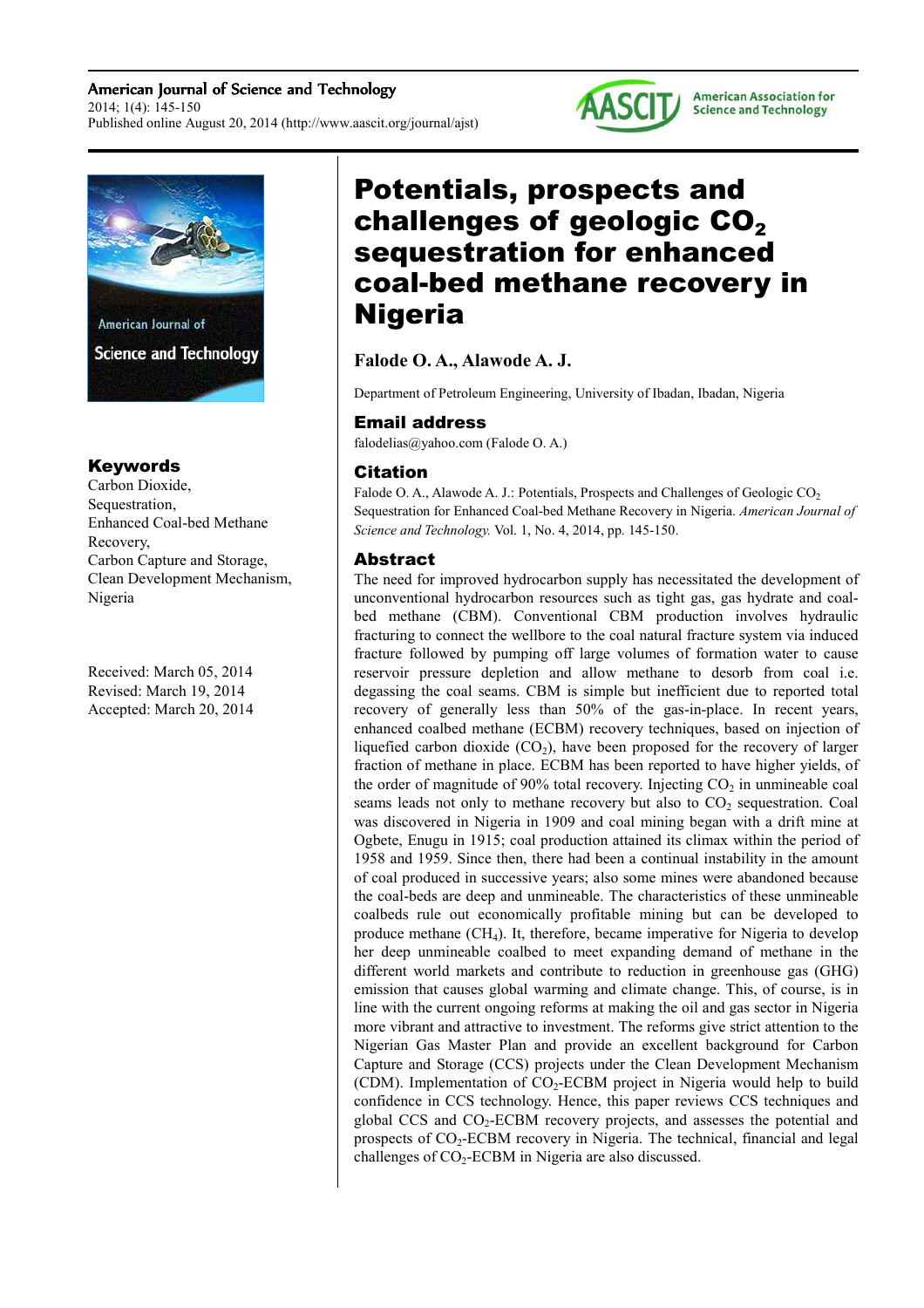# Potentials, prospects and challenges of geologic $CO_2$ sequestration for enhanced coal-bed methane recovery in Nigeria

**Falode O. A., Alawode A. J.**

Department of Petroleum Engineering, University of Ibadan, Ibadan, Nigeria

## Email address

falodelias@yahoo.com (Falode O. A.)

## Citation

Falode O. A., Alawode A. J.: Potentials, Prospects and Challenges of Geologic $CO_2$ Sequestration for Enhanced Coal-bed Methane Recovery in Nigeria. *American Journal of Science and Technology.* Vol. 1, No. 4, 2014, pp. 145-150.

## Keywords

Carbon Dioxide, Sequestration, Enhanced Coal-bed Methane Recovery, Carbon Capture and Storage, Clean Development Mechanism, Nigeria

Received: March 05, 2014
Revised: March 19, 2014
Accepted: March 20, 2014

## Abstract

The need for improved hydrocarbon supply has necessitated the development of unconventional hydrocarbon resources such as tight gas, gas hydrate and coal-bed methane (CBM). Conventional CBM production involves hydraulic fracturing to connect the wellbore to the coal natural fracture system via induced fracture followed by pumping off large volumes of formation water to cause reservoir pressure depletion and allow methane to desorb from coal i.e. degassing the coal seams. CBM is simple but inefficient due to reported total recovery of generally less than 50% of the gas-in-place. In recent years, enhanced coalbed methane (ECBM) recovery techniques, based on injection of liquefied carbon dioxide ($CO_2$), have been proposed for the recovery of larger fraction of methane in place. ECBM has been reported to have higher yields, of the order of magnitude of 90% total recovery. Injecting $CO_2$ in unmineable coal seams leads not only to methane recovery but also to $CO_2$ sequestration. Coal was discovered in Nigeria in 1909 and coal mining began with a drift mine at Ogbete, Enugu in 1915; coal production attained its climax within the period of 1958 and 1959. Since then, there had been a continual instability in the amount of coal produced in successive years; also some mines were abandoned because the coal-beds are deep and unmineable. The characteristics of these unmineable coalbeds rule out economically profitable mining but can be developed to produce methane ($CH_4$). It, therefore, became imperative for Nigeria to develop her deep unmineable coalbed to meet expanding demand of methane in the different world markets and contribute to reduction in greenhouse gas (GHG) emission that causes global warming and climate change. This, of course, is in line with the current ongoing reforms at making the oil and gas sector in Nigeria more vibrant and attractive to investment. The reforms give strict attention to the Nigerian Gas Master Plan and provide an excellent background for Carbon Capture and Storage (CCS) projects under the Clean Development Mechanism (CDM). Implementation of $CO_2$-ECBM project in Nigeria would help to build confidence in CCS technology. Hence, this paper reviews CCS techniques and global CCS and $CO_2$-ECBM recovery projects, and assesses the potential and prospects of $CO_2$-ECBM recovery in Nigeria. The technical, financial and legal challenges of $CO_2$-ECBM in Nigeria are also discussed.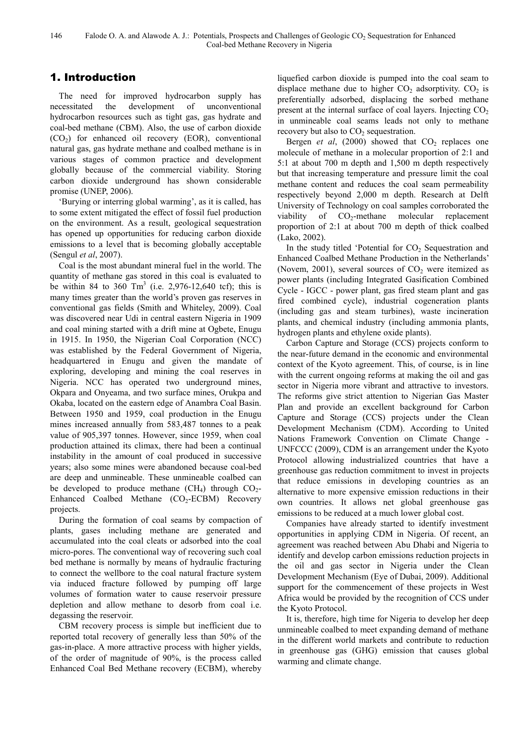## 1. Introduction

The need for improved hydrocarbon supply has necessitated the development of unconventional hydrocarbon resources such as tight gas, gas hydrate and coal-bed methane (CBM). Also, the use of carbon dioxide ($CO_2$) for enhanced oil recovery (EOR), conventional natural gas, gas hydrate methane and coalbed methane is in various stages of common practice and development globally because of the commercial viability. Storing carbon dioxide underground has shown considerable promise (UNEP, 2006).

'Burying or interring global warming', as it is called, has to some extent mitigated the effect of fossil fuel production on the environment. As a result, geological sequestration has opened up opportunities for reducing carbon dioxide emissions to a level that is becoming globally acceptable (Sengul *et al*, 2007).

Coal is the most abundant mineral fuel in the world. The quantity of methane gas stored in this coal is evaluated to be within 84 to 360 $Tm^3$ (i.e. 2,976-12,640 tcf); this is many times greater than the world's proven gas reserves in conventional gas fields (Smith and Whiteley, 2009). Coal was discovered near Udi in central eastern Nigeria in 1909 and coal mining started with a drift mine at Ogbete, Enugu in 1915. In 1950, the Nigerian Coal Corporation (NCC) was established by the Federal Government of Nigeria, headquartered in Enugu and given the mandate of exploring, developing and mining the coal reserves in Nigeria. NCC has operated two underground mines, Okpara and Onyeama, and two surface mines, Orukpa and Okaba, located on the eastern edge of Anambra Coal Basin. Between 1950 and 1959, coal production in the Enugu mines increased annually from 583,487 tonnes to a peak value of 905,397 tonnes. However, since 1959, when coal production attained its climax, there had been a continual instability in the amount of coal produced in successive years; also some mines were abandoned because coal-bed are deep and unmineable. These unmineable coalbed can be developed to produce methane ($CH_4$) through $CO_2$-Enhanced Coalbed Methane ($CO_2$-ECBM) Recovery projects.

During the formation of coal seams by compaction of plants, gases including methane are generated and accumulated into the coal cleats or adsorbed into the coal micro-pores. The conventional way of recovering such coal bed methane is normally by means of hydraulic fracturing to connect the wellbore to the coal natural fracture system via induced fracture followed by pumping off large volumes of formation water to cause reservoir pressure depletion and allow methane to desorb from coal i.e. degassing the reservoir.

CBM recovery process is simple but inefficient due to reported total recovery of generally less than 50% of the gas-in-place. A more attractive process with higher yields, of the order of magnitude of 90%, is the process called Enhanced Coal Bed Methane recovery (ECBM), whereby liquefied carbon dioxide is pumped into the coal seam to displace methane due to higher $CO_2$ adsorptivity. $CO_2$ is preferentially adsorbed, displacing the sorbed methane present at the internal surface of coal layers. Injecting $CO_2$ in unmineable coal seams leads not only to methane recovery but also to $CO_2$ sequestration.

Bergen *et al*, (2000) showed that $CO_2$ replaces one molecule of methane in a molecular proportion of 2:1 and 5:1 at about 700 m depth and 1,500 m depth respectively but that increasing temperature and pressure limit the coal methane content and reduces the coal seam permeability respectively beyond 2,000 m depth. Research at Delft University of Technology on coal samples corroborated the viability of $CO_2$-methane molecular replacement proportion of 2:1 at about 700 m depth of thick coalbed (Lako, 2002).

In the study titled 'Potential for $CO_2$ Sequestration and Enhanced Coalbed Methane Production in the Netherlands' (Novem, 2001), several sources of $CO_2$ were itemized as power plants (including Integrated Gasification Combined Cycle - IGCC - power plant, gas fired steam plant and gas fired combined cycle), industrial cogeneration plants (including gas and steam turbines), waste incineration plants, and chemical industry (including ammonia plants, hydrogen plants and ethylene oxide plants).

Carbon Capture and Storage (CCS) projects conform to the near-future demand in the economic and environmental context of the Kyoto agreement. This, of course, is in line with the current ongoing reforms at making the oil and gas sector in Nigeria more vibrant and attractive to investors. The reforms give strict attention to Nigerian Gas Master Plan and provide an excellent background for Carbon Capture and Storage (CCS) projects under the Clean Development Mechanism (CDM). According to United Nations Framework Convention on Climate Change - UNFCCC (2009), CDM is an arrangement under the Kyoto Protocol allowing industrialized countries that have a greenhouse gas reduction commitment to invest in projects that reduce emissions in developing countries as an alternative to more expensive emission reductions in their own countries. It allows net global greenhouse gas emissions to be reduced at a much lower global cost.

Companies have already started to identify investment opportunities in applying CDM in Nigeria. Of recent, an agreement was reached between Abu Dhabi and Nigeria to identify and develop carbon emissions reduction projects in the oil and gas sector in Nigeria under the Clean Development Mechanism (Eye of Dubai, 2009). Additional support for the commencement of these projects in West Africa would be provided by the recognition of CCS under the Kyoto Protocol.

It is, therefore, high time for Nigeria to develop her deep unmineable coalbed to meet expanding demand of methane in the different world markets and contribute to reduction in greenhouse gas (GHG) emission that causes global warming and climate change.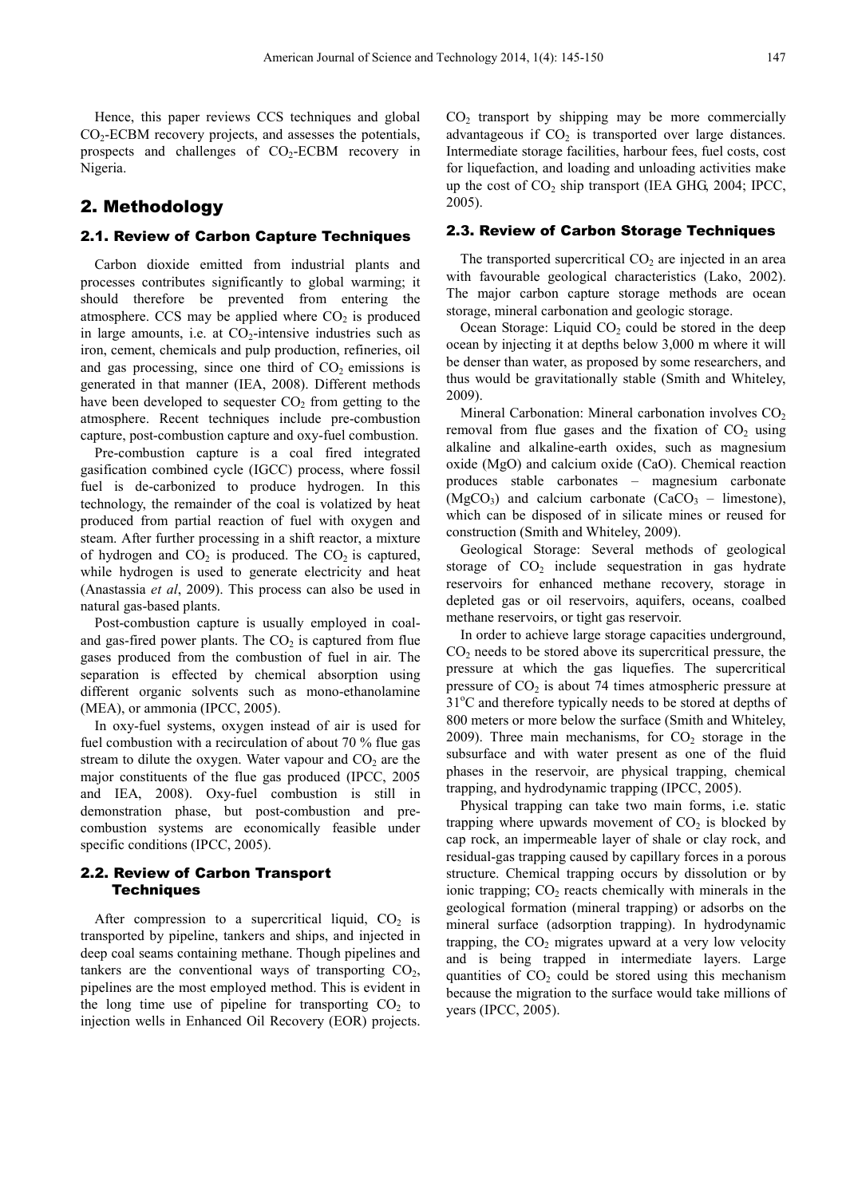Hence, this paper reviews CCS techniques and global $CO_2$-ECBM recovery projects, and assesses the potentials, prospects and challenges of $CO_2$-ECBM recovery in Nigeria.

## 2. Methodology

### 2.1. Review of Carbon Capture Techniques

Carbon dioxide emitted from industrial plants and processes contributes significantly to global warming; it should therefore be prevented from entering the atmosphere. CCS may be applied where $CO_2$ is produced in large amounts, i.e. at $CO_2$-intensive industries such as iron, cement, chemicals and pulp production, refineries, oil and gas processing, since one third of $CO_2$ emissions is generated in that manner (IEA, 2008). Different methods have been developed to sequester $CO_2$ from getting to the atmosphere. Recent techniques include pre-combustion capture, post-combustion capture and oxy-fuel combustion.

Pre-combustion capture is a coal fired integrated gasification combined cycle (IGCC) process, where fossil fuel is de-carbonized to produce hydrogen. In this technology, the remainder of the coal is volatized by heat produced from partial reaction of fuel with oxygen and steam. After further processing in a shift reactor, a mixture of hydrogen and $CO_2$ is produced. The $CO_2$ is captured, while hydrogen is used to generate electricity and heat (Anastassia *et al*, 2009). This process can also be used in natural gas-based plants.

Post-combustion capture is usually employed in coal- and gas-fired power plants. The $CO_2$ is captured from flue gases produced from the combustion of fuel in air. The separation is effected by chemical absorption using different organic solvents such as mono-ethanolamine (MEA), or ammonia (IPCC, 2005).

In oxy-fuel systems, oxygen instead of air is used for fuel combustion with a recirculation of about 70 % flue gas stream to dilute the oxygen. Water vapour and $CO_2$ are the major constituents of the flue gas produced (IPCC, 2005 and IEA, 2008). Oxy-fuel combustion is still in demonstration phase, but post-combustion and pre-combustion systems are economically feasible under specific conditions (IPCC, 2005).

### 2.2. Review of Carbon Transport Techniques

After compression to a supercritical liquid, $CO_2$ is transported by pipeline, tankers and ships, and injected in deep coal seams containing methane. Though pipelines and tankers are the conventional ways of transporting $CO_2$, pipelines are the most employed method. This is evident in the long time use of pipeline for transporting $CO_2$ to injection wells in Enhanced Oil Recovery (EOR) projects. $CO_2$ transport by shipping may be more commercially advantageous if $CO_2$ is transported over large distances. Intermediate storage facilities, harbour fees, fuel costs, cost for liquefaction, and loading and unloading activities make up the cost of $CO_2$ ship transport (IEA GHG, 2004; IPCC, 2005).

### 2.3. Review of Carbon Storage Techniques

The transported supercritical $CO_2$ are injected in an area with favourable geological characteristics (Lako, 2002). The major carbon capture storage methods are ocean storage, mineral carbonation and geologic storage.

Ocean Storage: Liquid $CO_2$ could be stored in the deep ocean by injecting it at depths below 3,000 m where it will be denser than water, as proposed by some researchers, and thus would be gravitationally stable (Smith and Whiteley, 2009).

Mineral Carbonation: Mineral carbonation involves $CO_2$ removal from flue gases and the fixation of $CO_2$ using alkaline and alkaline-earth oxides, such as magnesium oxide (MgO) and calcium oxide (CaO). Chemical reaction produces stable carbonates – magnesium carbonate ($MgCO_3$) and calcium carbonate ($CaCO_3$ – limestone), which can be disposed of in silicate mines or reused for construction (Smith and Whiteley, 2009).

Geological Storage: Several methods of geological storage of $CO_2$ include sequestration in gas hydrate reservoirs for enhanced methane recovery, storage in depleted gas or oil reservoirs, aquifers, oceans, coalbed methane reservoirs, or tight gas reservoir.

In order to achieve large storage capacities underground, $CO_2$ needs to be stored above its supercritical pressure, the pressure at which the gas liquefies. The supercritical pressure of $CO_2$ is about 74 times atmospheric pressure at $31^oC$ and therefore typically needs to be stored at depths of 800 meters or more below the surface (Smith and Whiteley, 2009). Three main mechanisms, for $CO_2$ storage in the subsurface and with water present as one of the fluid phases in the reservoir, are physical trapping, chemical trapping, and hydrodynamic trapping (IPCC, 2005).

Physical trapping can take two main forms, i.e. static trapping where upwards movement of $CO_2$ is blocked by cap rock, an impermeable layer of shale or clay rock, and residual-gas trapping caused by capillary forces in a porous structure. Chemical trapping occurs by dissolution or by ionic trapping; $CO_2$ reacts chemically with minerals in the geological formation (mineral trapping) or adsorbs on the mineral surface (adsorption trapping). In hydrodynamic trapping, the $CO_2$ migrates upward at a very low velocity and is being trapped in intermediate layers. Large quantities of $CO_2$ could be stored using this mechanism because the migration to the surface would take millions of years (IPCC, 2005).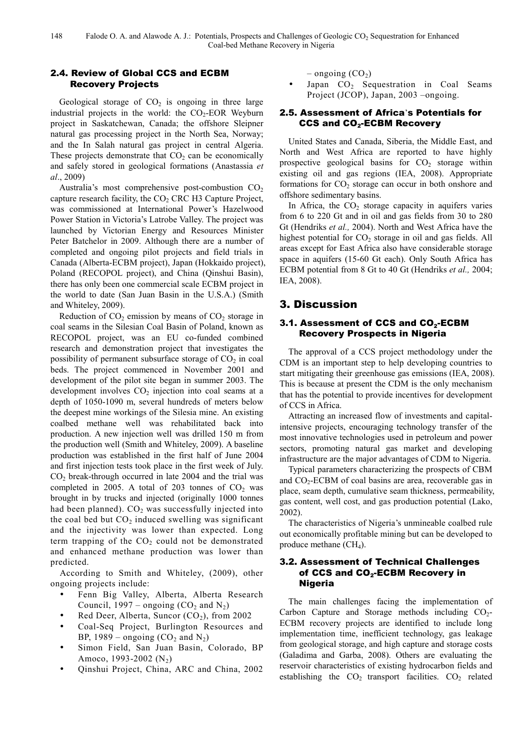### 2.4. Review of Global CCS and ECBM Recovery Projects

Geological storage of $CO_2$ is ongoing in three large industrial projects in the world: the $CO_2$-EOR Weyburn project in Saskatchewan, Canada; the offshore Sleipner natural gas processing project in the North Sea, Norway; and the In Salah natural gas project in central Algeria. These projects demonstrate that $CO_2$ can be economically and safely stored in geological formations (Anastassia *et al*., 2009)

Australia's most comprehensive post-combustion $CO_2$ capture research facility, the $CO_2$ CRC H3 Capture Project, was commissioned at International Power's Hazelwood Power Station in Victoria's Latrobe Valley. The project was launched by Victorian Energy and Resources Minister Peter Batchelor in 2009. Although there are a number of completed and ongoing pilot projects and field trials in Canada (Alberta-ECBM project), Japan (Hokkaido project), Poland (RECOPOL project), and China (Qinshui Basin), there has only been one commercial scale ECBM project in the world to date (San Juan Basin in the U.S.A.) (Smith and Whiteley, 2009).

Reduction of $CO_2$ emission by means of $CO_2$ storage in coal seams in the Silesian Coal Basin of Poland, known as RECOPOL project, was an EU co-funded combined research and demonstration project that investigates the possibility of permanent subsurface storage of $CO_2$ in coal beds. The project commenced in November 2001 and development of the pilot site began in summer 2003. The development involves $CO_2$ injection into coal seams at a depth of 1050-1090 m, several hundreds of meters below the deepest mine workings of the Silesia mine. An existing coalbed methane well was rehabilitated back into production. A new injection well was drilled 150 m from the production well (Smith and Whiteley, 2009). A baseline production was established in the first half of June 2004 and first injection tests took place in the first week of July. $CO_2$ break-through occurred in late 2004 and the trial was completed in 2005. A total of 203 tonnes of $CO_2$ was brought in by trucks and injected (originally 1000 tonnes had been planned). $CO_2$ was successfully injected into the coal bed but $CO_2$ induced swelling was significant and the injectivity was lower than expected. Long term trapping of the $CO_2$ could not be demonstrated and enhanced methane production was lower than predicted.

According to Smith and Whiteley, (2009), other ongoing projects include:

- Fenn Big Valley, Alberta, Alberta Research Council, 1997 – ongoing ($CO_2$ and $N_2$)
- Red Deer, Alberta, Suncor ($CO_2$), from 2002
- Coal-Seq Project, Burlington Resources and BP, 1989 – ongoing ($CO_2$ and $N_2$)
- Simon Field, San Juan Basin, Colorado, BP Amoco, 1993-2002 ($N_2$)
- Qinshui Project, China, ARC and China, 2002 – ongoing ($CO_2$)
- Japan $CO_2$ Sequestration in Coal Seams Project (JCOP), Japan, 2003 –ongoing.

### 2.5. Assessment of Africa's Potentials for CCS and $CO_2$-ECBM Recovery

United States and Canada, Siberia, the Middle East, and North and West Africa are reported to have highly prospective geological basins for $CO_2$ storage within existing oil and gas regions (IEA, 2008). Appropriate formations for $CO_2$ storage can occur in both onshore and offshore sedimentary basins.

In Africa, the $CO_2$ storage capacity in aquifers varies from 6 to 220 Gt and in oil and gas fields from 30 to 280 Gt (Hendriks *et al.,* 2004). North and West Africa have the highest potential for $CO_2$ storage in oil and gas fields. All areas except for East Africa also have considerable storage space in aquifers (15-60 Gt each). Only South Africa has ECBM potential from 8 Gt to 40 Gt (Hendriks *et al.,* 2004; IEA, 2008).

## 3. Discussion

### 3.1. Assessment of CCS and $CO_2$-ECBM Recovery Prospects in Nigeria

The approval of a CCS project methodology under the CDM is an important step to help developing countries to start mitigating their greenhouse gas emissions (IEA, 2008). This is because at present the CDM is the only mechanism that has the potential to provide incentives for development of CCS in Africa.

Attracting an increased flow of investments and capital-intensive projects, encouraging technology transfer of the most innovative technologies used in petroleum and power sectors, promoting natural gas market and developing infrastructure are the major advantages of CDM to Nigeria.

Typical parameters characterizing the prospects of CBM and $CO_2$-ECBM of coal basins are area, recoverable gas in place, seam depth, cumulative seam thickness, permeability, gas content, well cost, and gas production potential (Lako, 2002).

The characteristics of Nigeria's unmineable coalbed rule out economically profitable mining but can be developed to produce methane ($CH_4$).

### 3.2. Assessment of Technical Challenges of CCS and $CO_2$-ECBM Recovery in Nigeria

The main challenges facing the implementation of Carbon Capture and Storage methods including $CO_2$-ECBM recovery projects are identified to include long implementation time, inefficient technology, gas leakage from geological storage, and high capture and storage costs (Galadima and Garba, 2008). Others are evaluating the reservoir characteristics of existing hydrocarbon fields and establishing the $CO_2$ transport facilities. $CO_2$ related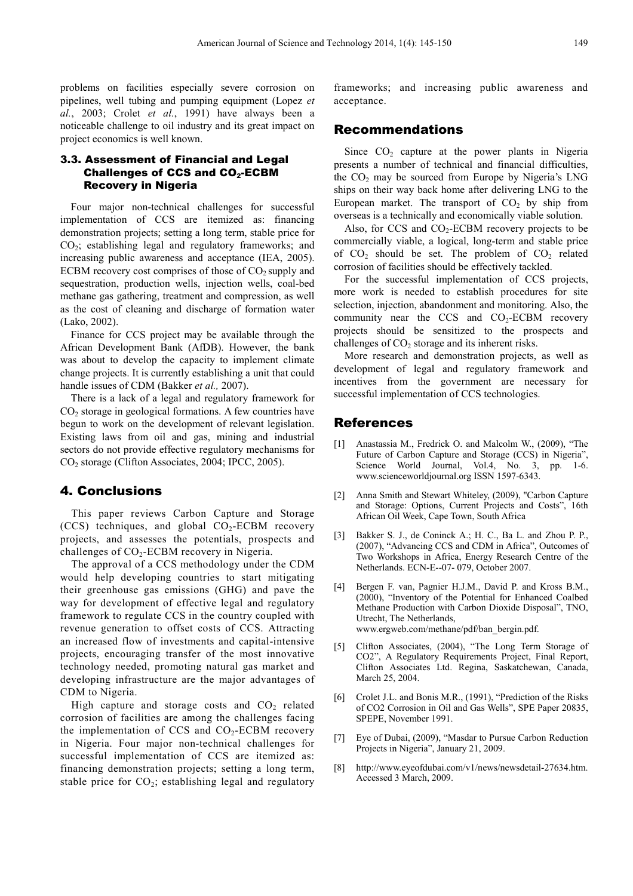problems on facilities especially severe corrosion on pipelines, well tubing and pumping equipment (Lopez *et al.*, 2003; Crolet *et al.*, 1991) have always been a noticeable challenge to oil industry and its great impact on project economics is well known.

### 3.3. Assessment of Financial and Legal Challenges of CCS and $CO_2$-ECBM Recovery in Nigeria

Four major non-technical challenges for successful implementation of CCS are itemized as: financing demonstration projects; setting a long term, stable price for $CO_2$; establishing legal and regulatory frameworks; and increasing public awareness and acceptance (IEA, 2005). ECBM recovery cost comprises of those of $CO_2$ supply and sequestration, production wells, injection wells, coal-bed methane gas gathering, treatment and compression, as well as the cost of cleaning and discharge of formation water (Lako, 2002).

Finance for CCS project may be available through the African Development Bank (AfDB). However, the bank was about to develop the capacity to implement climate change projects. It is currently establishing a unit that could handle issues of CDM (Bakker *et al.,* 2007).

There is a lack of a legal and regulatory framework for $CO_2$ storage in geological formations. A few countries have begun to work on the development of relevant legislation. Existing laws from oil and gas, mining and industrial sectors do not provide effective regulatory mechanisms for $CO_2$ storage (Clifton Associates, 2004; IPCC, 2005).

## 4. Conclusions

This paper reviews Carbon Capture and Storage (CCS) techniques, and global $CO_2$-ECBM recovery projects, and assesses the potentials, prospects and challenges of $CO_2$-ECBM recovery in Nigeria.

The approval of a CCS methodology under the CDM would help developing countries to start mitigating their greenhouse gas emissions (GHG) and pave the way for development of effective legal and regulatory framework to regulate CCS in the country coupled with revenue generation to offset costs of CCS. Attracting an increased flow of investments and capital-intensive projects, encouraging transfer of the most innovative technology needed, promoting natural gas market and developing infrastructure are the major advantages of CDM to Nigeria.

High capture and storage costs and $CO_2$ related corrosion of facilities are among the challenges facing the implementation of CCS and $CO_2$-ECBM recovery in Nigeria. Four major non-technical challenges for successful implementation of CCS are itemized as: financing demonstration projects; setting a long term, stable price for $CO_2$; establishing legal and regulatory frameworks; and increasing public awareness and acceptance.

## Recommendations

Since $CO_2$ capture at the power plants in Nigeria presents a number of technical and financial difficulties, the $CO_2$ may be sourced from Europe by Nigeria's LNG ships on their way back home after delivering LNG to the European market. The transport of $CO_2$ by ship from overseas is a technically and economically viable solution.

Also, for CCS and $CO_2$-ECBM recovery projects to be commercially viable, a logical, long-term and stable price of $CO_2$ should be set. The problem of $CO_2$ related corrosion of facilities should be effectively tackled.

For the successful implementation of CCS projects, more work is needed to establish procedures for site selection, injection, abandonment and monitoring. Also, the community near the CCS and $CO_2$-ECBM recovery projects should be sensitized to the prospects and challenges of $CO_2$ storage and its inherent risks.

More research and demonstration projects, as well as development of legal and regulatory framework and incentives from the government are necessary for successful implementation of CCS technologies.

## References

[1] Anastassia M., Fredrick O. and Malcolm W., (2009), "The Future of Carbon Capture and Storage (CCS) in Nigeria", Science World Journal, Vol.4, No. 3, pp. 1-6. www.scienceworldjournal.org ISSN 1597-6343.

[2] Anna Smith and Stewart Whiteley, (2009), "Carbon Capture and Storage: Options, Current Projects and Costs", 16th African Oil Week, Cape Town, South Africa

[3] Bakker S. J., de Coninck A.; H. C., Ba L. and Zhou P. P., (2007), "Advancing CCS and CDM in Africa", Outcomes of Two Workshops in Africa, Energy Research Centre of the Netherlands. ECN-E--07- 079, October 2007.

[4] Bergen F. van, Pagnier H.J.M., David P. and Kross B.M., (2000), "Inventory of the Potential for Enhanced Coalbed Methane Production with Carbon Dioxide Disposal", TNO, Utrecht, The Netherlands, www.ergweb.com/methane/pdf/ban_bergin.pdf.

[5] Clifton Associates, (2004), "The Long Term Storage of CO2", A Regulatory Requirements Project, Final Report, Clifton Associates Ltd. Regina, Saskatchewan, Canada, March 25, 2004.

[6] Crolet J.L. and Bonis M.R., (1991), "Prediction of the Risks of CO2 Corrosion in Oil and Gas Wells", SPE Paper 20835, SPEPE, November 1991.

[7] Eye of Dubai, (2009), "Masdar to Pursue Carbon Reduction Projects in Nigeria", January 21, 2009.

[8] http://www.eyeofdubai.com/v1/news/newsdetail-27634.htm. Accessed 3 March, 2009.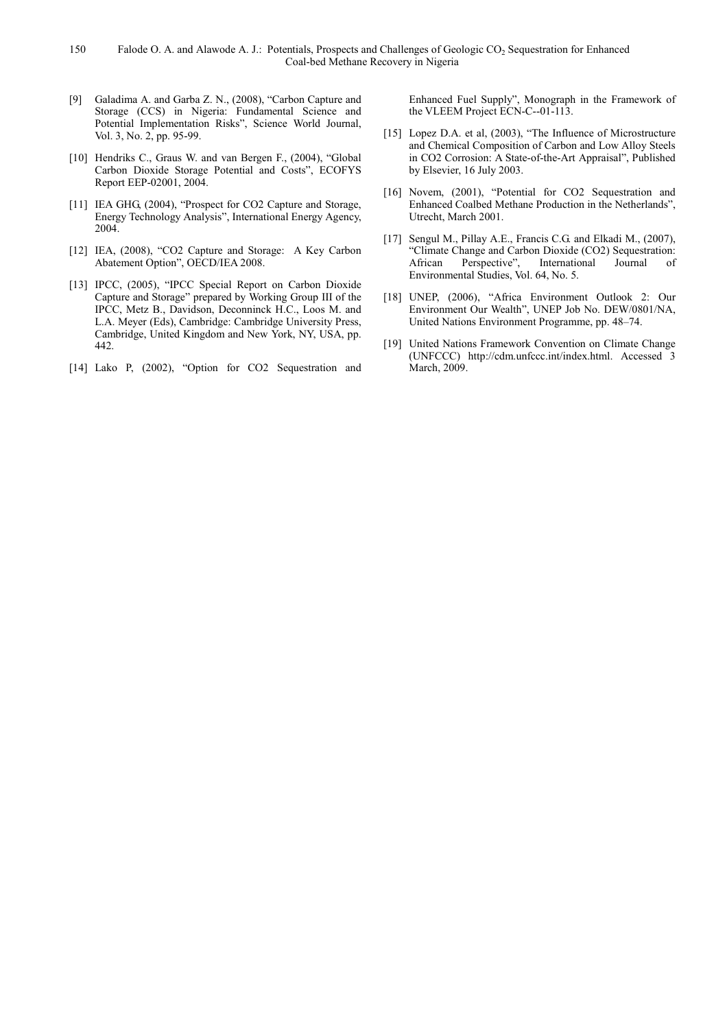[9] Galadima A. and Garba Z. N., (2008), "Carbon Capture and Storage (CCS) in Nigeria: Fundamental Science and Potential Implementation Risks", Science World Journal, Vol. 3, No. 2, pp. 95-99.

[10] Hendriks C., Graus W. and van Bergen F., (2004), "Global Carbon Dioxide Storage Potential and Costs", ECOFYS Report EEP-02001, 2004.

[11] IEA GHG, (2004), "Prospect for CO2 Capture and Storage, Energy Technology Analysis", International Energy Agency, 2004.

[12] IEA, (2008), "CO2 Capture and Storage: A Key Carbon Abatement Option", OECD/IEA 2008.

[13] IPCC, (2005), "IPCC Special Report on Carbon Dioxide Capture and Storage" prepared by Working Group III of the IPCC, Metz B., Davidson, Deconninck H.C., Loos M. and L.A. Meyer (Eds), Cambridge: Cambridge University Press, Cambridge, United Kingdom and New York, NY, USA, pp. 442.

[14] Lako P, (2002), "Option for CO2 Sequestration and Enhanced Fuel Supply", Monograph in the Framework of the VLEEM Project ECN-C--01-113.

[15] Lopez D.A. et al, (2003), "The Influence of Microstructure and Chemical Composition of Carbon and Low Alloy Steels in CO2 Corrosion: A State-of-the-Art Appraisal", Published by Elsevier, 16 July 2003.

[16] Novem, (2001), "Potential for CO2 Sequestration and Enhanced Coalbed Methane Production in the Netherlands", Utrecht, March 2001.

[17] Sengul M., Pillay A.E., Francis C.G. and Elkadi M., (2007), "Climate Change and Carbon Dioxide (CO2) Sequestration: African Perspective", International Journal of Environmental Studies, Vol. 64, No. 5.

[18] UNEP, (2006), "Africa Environment Outlook 2: Our Environment Our Wealth", UNEP Job No. DEW/0801/NA, United Nations Environment Programme, pp. 48–74.

[19] United Nations Framework Convention on Climate Change (UNFCCC) http://cdm.unfccc.int/index.html. Accessed 3 March, 2009.